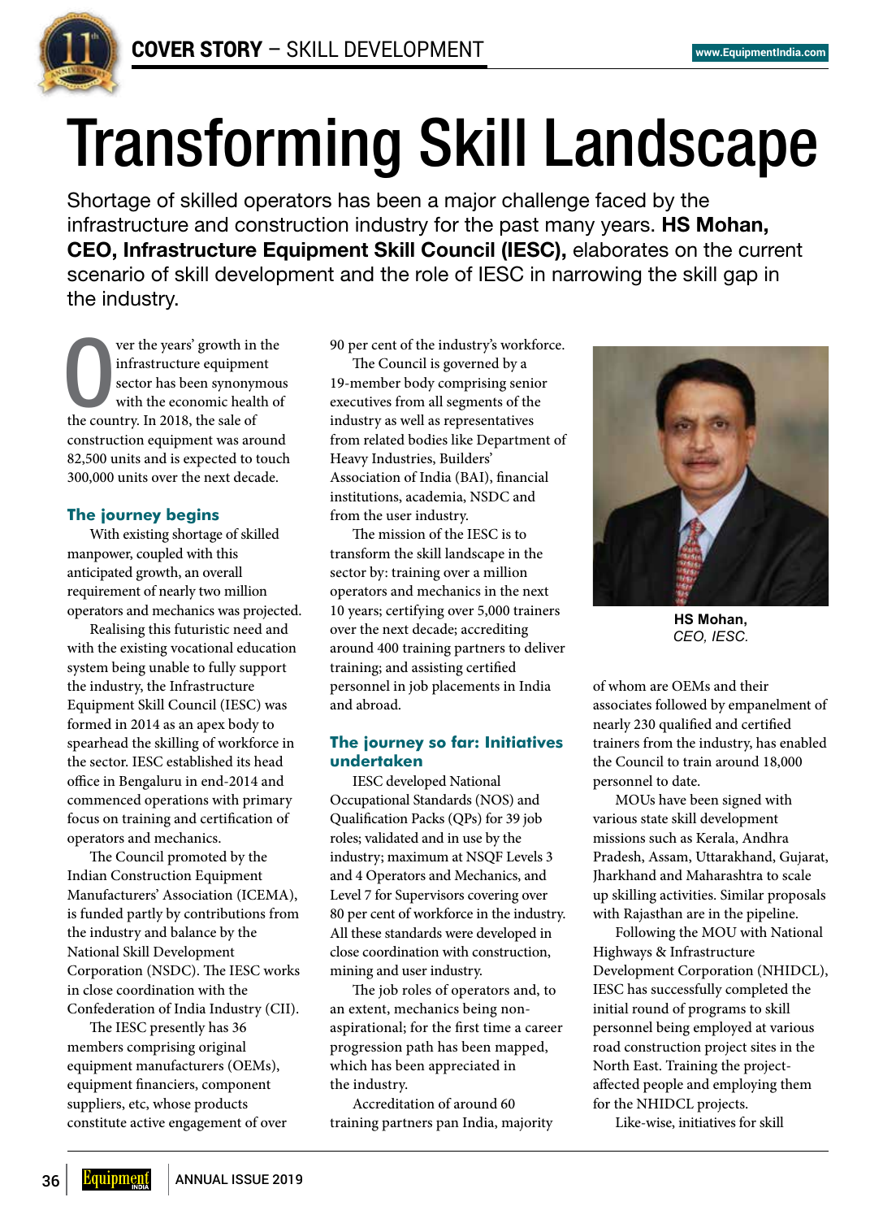# Transforming Skill Landscape

Shortage of skilled operators has been a major challenge faced by the infrastructure and construction industry for the past many years. **HS Mohan, CEO, Infrastructure Equipment Skill Council (IESC),** elaborates on the current scenario of skill development and the role of IESC in narrowing the skill gap in the industry.

Over the years' growth in the infrastructure equipment sector has been synonymous with the economic health of the country. In 2018, the sale of construction equipment was around 82,500 units and is expected to touch 300,000 units over the next decade.

### The journey begins

With existing shortage of skilled manpower, coupled with this anticipated growth, an overall requirement of nearly two million operators and mechanics was projected.

Realising this futuristic need and with the existing vocational education system being unable to fully support the industry, the Infrastructure Equipment Skill Council (IESC) was formed in 2014 as an apex body to spearhead the skilling of workforce in the sector. IESC established its head office in Bengaluru in end-2014 and commenced operations with primary focus on training and certification of operators and mechanics.

The Council promoted by the Indian Construction Equipment Manufacturers' Association (ICEMA), is funded partly by contributions from the industry and balance by the National Skill Development Corporation (NSDC). The IESC works in close coordination with the Confederation of India Industry (CII).

The IESC presently has 36 members comprising original equipment manufacturers (OEMs), equipment financiers, component suppliers, etc, whose products constitute active engagement of over 90 per cent of the industry's workforce.

The Council is governed by a 19-member body comprising senior executives from all segments of the industry as well as representatives from related bodies like Department of Heavy Industries, Builders' Association of India (BAI), financial institutions, academia, NSDC and from the user industry.

The mission of the IESC is to transform the skill landscape in the sector by: training over a million operators and mechanics in the next 10 years; certifying over 5,000 trainers over the next decade; accrediting around 400 training partners to deliver training; and assisting certified personnel in job placements in India and abroad.

### The journey so far: Initiatives undertaken

IESC developed National Occupational Standards (NOS) and Qualification Packs (QPs) for 39 job roles; validated and in use by the industry; maximum at NSQF Levels 3 and 4 Operators and Mechanics, and Level 7 for Supervisors covering over 80 per cent of workforce in the industry. All these standards were developed in close coordination with construction, mining and user industry.

The job roles of operators and, to an extent, mechanics being non-aspirational; for the first time a career progression path has been mapped, which has been appreciated in the industry.

Accreditation of around 60 training partners pan India, majority of whom are OEMs and their associates followed by empanelment of nearly 230 qualified and certified trainers from the industry, has enabled the Council to train around 18,000 personnel to date.

**HS Mohan,**
*CEO, IESC.*

MOUs have been signed with various state skill development missions such as Kerala, Andhra Pradesh, Assam, Uttarakhand, Gujarat, Jharkhand and Maharashtra to scale up skilling activities. Similar proposals with Rajasthan are in the pipeline.

Following the MOU with National Highways & Infrastructure Development Corporation (NHIDCL), IESC has successfully completed the initial round of programs to skill personnel being employed at various road construction project sites in the North East. Training the project-affected people and employing them for the NHIDCL projects.

Like-wise, initiatives for skill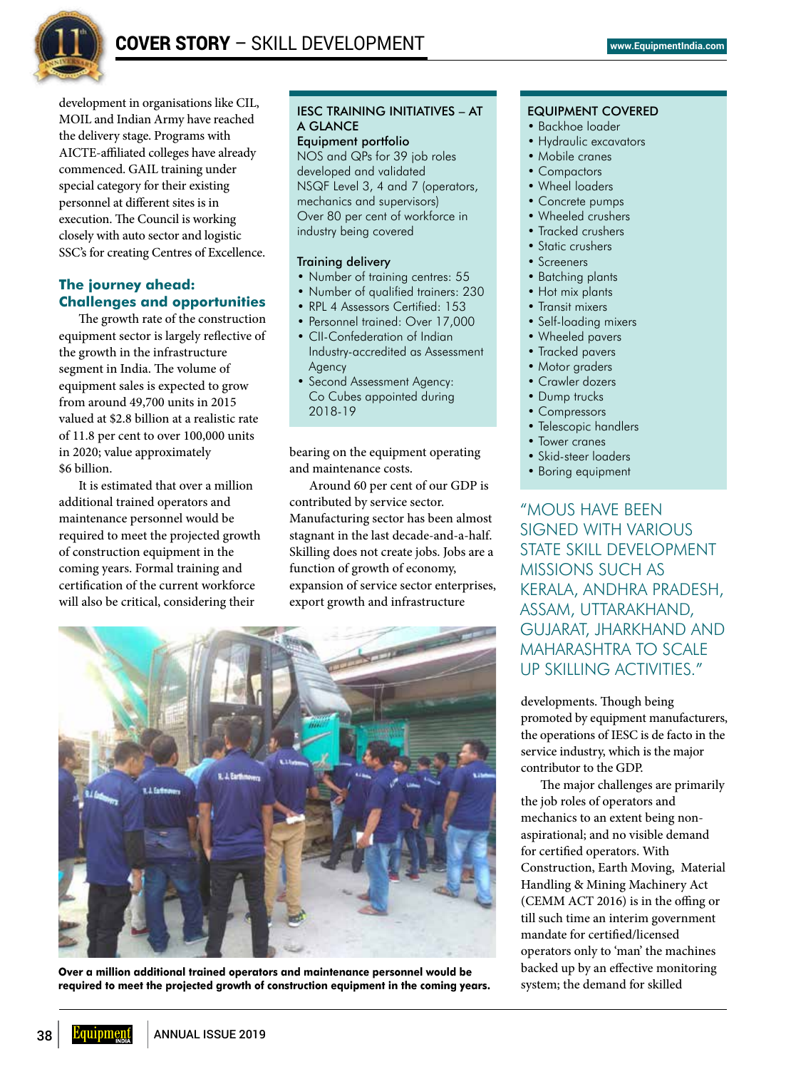development in organisations like CIL, MOIL and Indian Army have reached the delivery stage. Programs with AICTE-affiliated colleges have already commenced. GAIL training under special category for their existing personnel at different sites is in execution. The Council is working closely with auto sector and logistic SSC's for creating Centres of Excellence.

### The journey ahead: Challenges and opportunities

The growth rate of the construction equipment sector is largely reflective of the growth in the infrastructure segment in India. The volume of equipment sales is expected to grow from around 49,700 units in 2015 valued at $2.8 billion at a realistic rate of 11.8 per cent to over 100,000 units in 2020; value approximately $6 billion.

It is estimated that over a million additional trained operators and maintenance personnel would be required to meet the projected growth of construction equipment in the coming years. Formal training and certification of the current workforce will also be critical, considering their bearing on the equipment operating and maintenance costs.

Around 60 per cent of our GDP is contributed by service sector. Manufacturing sector has been almost stagnant in the last decade-and-a-half. Skilling does not create jobs. Jobs are a function of growth of economy, expansion of service sector enterprises, export growth and infrastructure developments. Though being promoted by equipment manufacturers, the operations of IESC is de facto in the service industry, which is the major contributor to the GDP.

The major challenges are primarily the job roles of operators and mechanics to an extent being non-aspirational; and no visible demand for certified operators. With Construction, Earth Moving, Material Handling & Mining Machinery Act (CEMM ACT 2016) is in the offing or till such time an interim government mandate for certified/licensed operators only to 'man' the machines backed up by an effective monitoring system; the demand for skilled

#### IESC TRAINING INITIATIVES – AT A GLANCE

**Equipment portfolio**

NOS and QPs for 39 job roles developed and validated

NSQF Level 3, 4 and 7 (operators, mechanics and supervisors)

Over 80 per cent of workforce in industry being covered

**Training delivery**

- Number of training centres: 55
- Number of qualified trainers: 230
- RPL 4 Assessors Certified: 153
- Personnel trained: Over 17,000
- CII-Confederation of Indian Industry-accredited as Assessment Agency
- Second Assessment Agency: Co Cubes appointed during 2018-19

#### EQUIPMENT COVERED

- Backhoe loader
- Hydraulic excavators
- Mobile cranes
- Compactors
- Wheel loaders
- Concrete pumps
- Wheeled crushers
- Tracked crushers
- Static crushers
- Screeners
- Batching plants
- Hot mix plants
- Transit mixers
- Self-loading mixers
- Wheeled pavers
- Tracked pavers
- Motor graders
- Crawler dozers
- Dump trucks
- Compressors
- Telescopic handlers
- Tower cranes
- Skid-steer loaders
- Boring equipment

"MOUS HAVE BEEN SIGNED WITH VARIOUS STATE SKILL DEVELOPMENT MISSIONS SUCH AS KERALA, ANDHRA PRADESH, ASSAM, UTTARAKHAND, GUJARAT, JHARKHAND AND MAHARASHTRA TO SCALE UP SKILLING ACTIVITIES."

**Over a million additional trained operators and maintenance personnel would be required to meet the projected growth of construction equipment in the coming years.**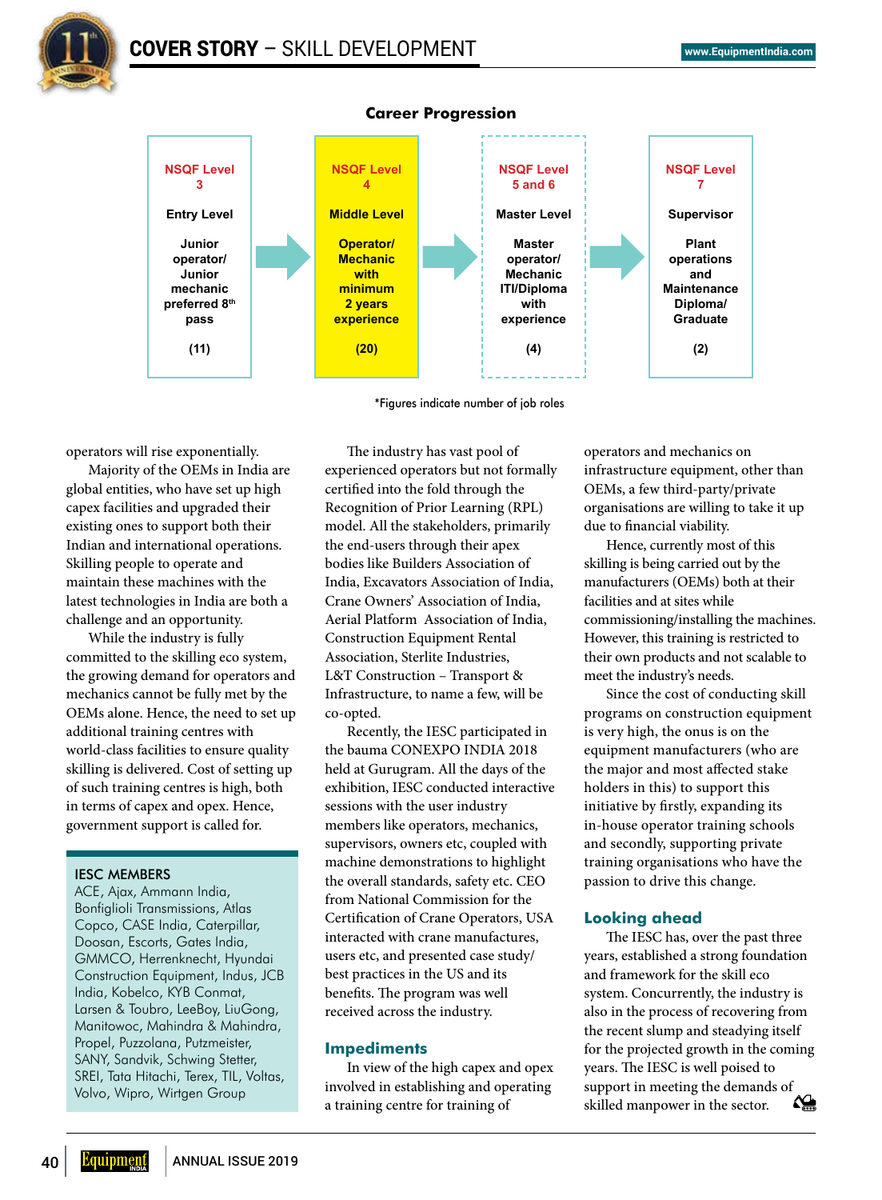## Career Progression

| NSQF Level 3 | NSQF Level 4 | NSQF Level 5 and 6 | NSQF Level 7 |
|---|---|---|---|
| Entry Level | Middle Level | Master Level | Supervisor |
| Junior operator/ Junior mechanic preferred 8th pass | Operator/ Mechanic with minimum 2 years experience | Master operator/ Mechanic ITI/Diploma with experience | Plant operations and Maintenance Diploma/ Graduate |
| (11) | (20) | (4) | (2) |

*Figures indicate number of job roles

operators will rise exponentially.

Majority of the OEMs in India are global entities, who have set up high capex facilities and upgraded their existing ones to support both their Indian and international operations. Skilling people to operate and maintain these machines with the latest technologies in India are both a challenge and an opportunity.

While the industry is fully committed to the skilling eco system, the growing demand for operators and mechanics cannot be fully met by the OEMs alone. Hence, the need to set up additional training centres with world-class facilities to ensure quality skilling is delivered. Cost of setting up of such training centres is high, both in terms of capex and opex. Hence, government support is called for.

### IESC MEMBERS

ACE, Ajax, Ammann India, Bonfiglioli Transmissions, Atlas Copco, CASE India, Caterpillar, Doosan, Escorts, Gates India, GMMCO, Herrenknecht, Hyundai Construction Equipment, Indus, JCB India, Kobelco, KYB Conmat, Larsen & Toubro, LeeBoy, LiuGong, Manitowoc, Mahindra & Mahindra, Propel, Puzzolana, Putzmeister, SANY, Sandvik, Schwing Stetter, SREI, Tata Hitachi, Terex, TIL, Voltas, Volvo, Wipro, Wirtgen Group

The industry has vast pool of experienced operators but not formally certified into the fold through the Recognition of Prior Learning (RPL) model. All the stakeholders, primarily the end-users through their apex bodies like Builders Association of India, Excavators Association of India, Crane Owners' Association of India, Aerial Platform Association of India, Construction Equipment Rental Association, Sterlite Industries, L&T Construction – Transport & Infrastructure, to name a few, will be co-opted.

Recently, the IESC participated in the bauma CONEXPO INDIA 2018 held at Gurugram. All the days of the exhibition, IESC conducted interactive sessions with the user industry members like operators, mechanics, supervisors, owners etc, coupled with machine demonstrations to highlight the overall standards, safety etc. CEO from National Commission for the Certification of Crane Operators, USA interacted with crane manufactures, users etc, and presented case study/ best practices in the US and its benefits. The program was well received across the industry.

## Impediments

In view of the high capex and opex involved in establishing and operating a training centre for training of operators and mechanics on infrastructure equipment, other than OEMs, a few third-party/private organisations are willing to take it up due to financial viability.

Hence, currently most of this skilling is being carried out by the manufacturers (OEMs) both at their facilities and at sites while commissioning/installing the machines. However, this training is restricted to their own products and not scalable to meet the industry's needs.

Since the cost of conducting skill programs on construction equipment is very high, the onus is on the equipment manufacturers (who are the major and most affected stake holders in this) to support this initiative by firstly, expanding its in-house operator training schools and secondly, supporting private training organisations who have the passion to drive this change.

## Looking ahead

The IESC has, over the past three years, established a strong foundation and framework for the skill eco system. Concurrently, the industry is also in the process of recovering from the recent slump and steadying itself for the projected growth in the coming years. The IESC is well poised to support in meeting the demands of skilled manpower in the sector.